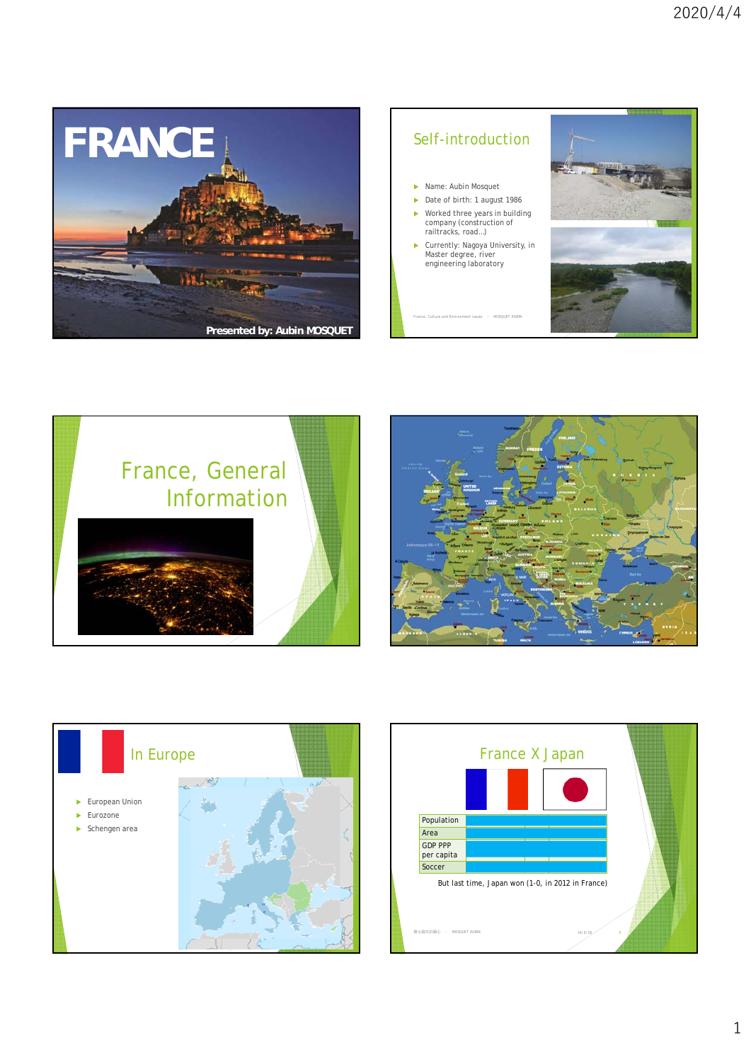# FRANCE

Presented by: Aubin MOSQUET

## Self-introduction

- Name: Aubin Mosquet
- Date of birth: 1 august 1986
- Worked three years in building company (construction of railtracks, road…)
- Currently: Nagoya University, in Master degree, river engineering laboratory

France, Culture and Environment issues - MOSQUET AUBIN

## France, General Information

## In Europe

- European Union
- Eurozone
- Schengen area

## France X Japan

| | |
|---|---|
| Population | |
| Area | |
| GDP PPP per capita | |
| Soccer | |

But last time, Japan won (1-0, in 2012 in France)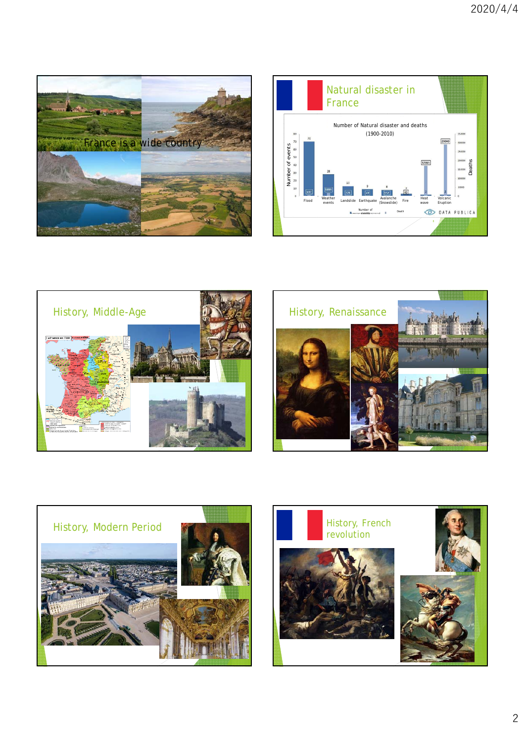France is a wide country

## Natural disaster in France

Number of Natural disaster and deaths (1900-2010)

| Disaster | Number of events | Deaths |
|---|---|---|
| Flood | 70 | 637 |
| Weather events | 28 | 1895 |
| Landslide | 13 | 226 |
| Earthquake | 9 | 47 |
| Avalanche (Snowslide) | 8 | 157 |
| Fire | 3 | 52 |
| Heat wave | 2 | 17065 |
| Volcanic Eruption | 2 | 29000 |

DATA PUBLICA

## History, Middle-Age

## History, Renaissance

## History, Modern Period

## History, French revolution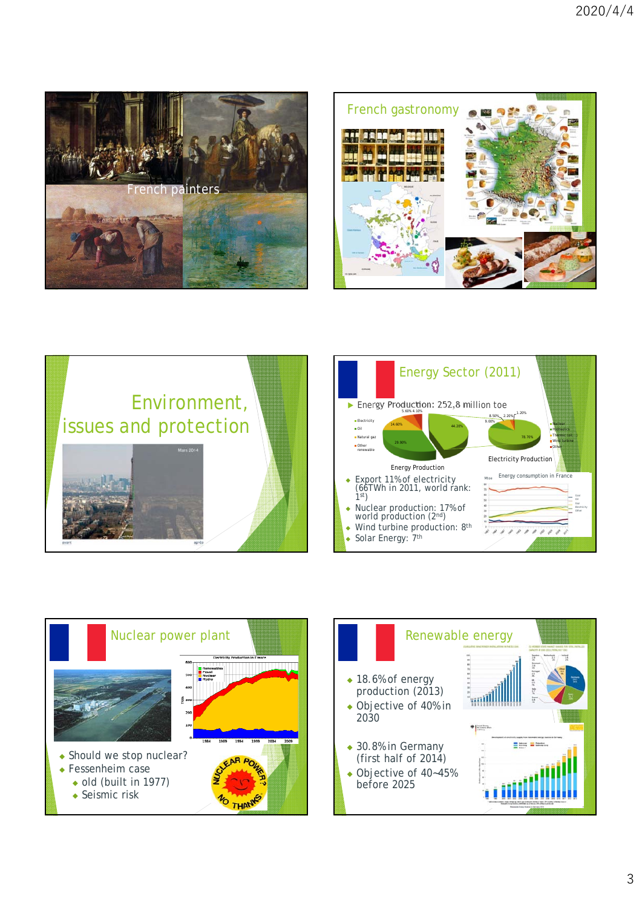## French painters

## French gastronomy

## Environment, issues and protection

## Energy Sector (2011)

- Energy Production: 252,8 million toe
- Export 11% of electricity (66TWh in 2011, world rank: 1st)
- Nuclear production: 17% of world production (2nd)
- Wind turbine production: 8th
- Solar Energy: 7th

## Nuclear power plant

- Should we stop nuclear?
- Fessenheim case
  - old (built in 1977)
  - Seismic risk

## Renewable energy

- 18.6% of energy production (2013)
- Objective of 40% in 2030
- 30.8% in Germany (first half of 2014)
- Objective of 40~45% before 2025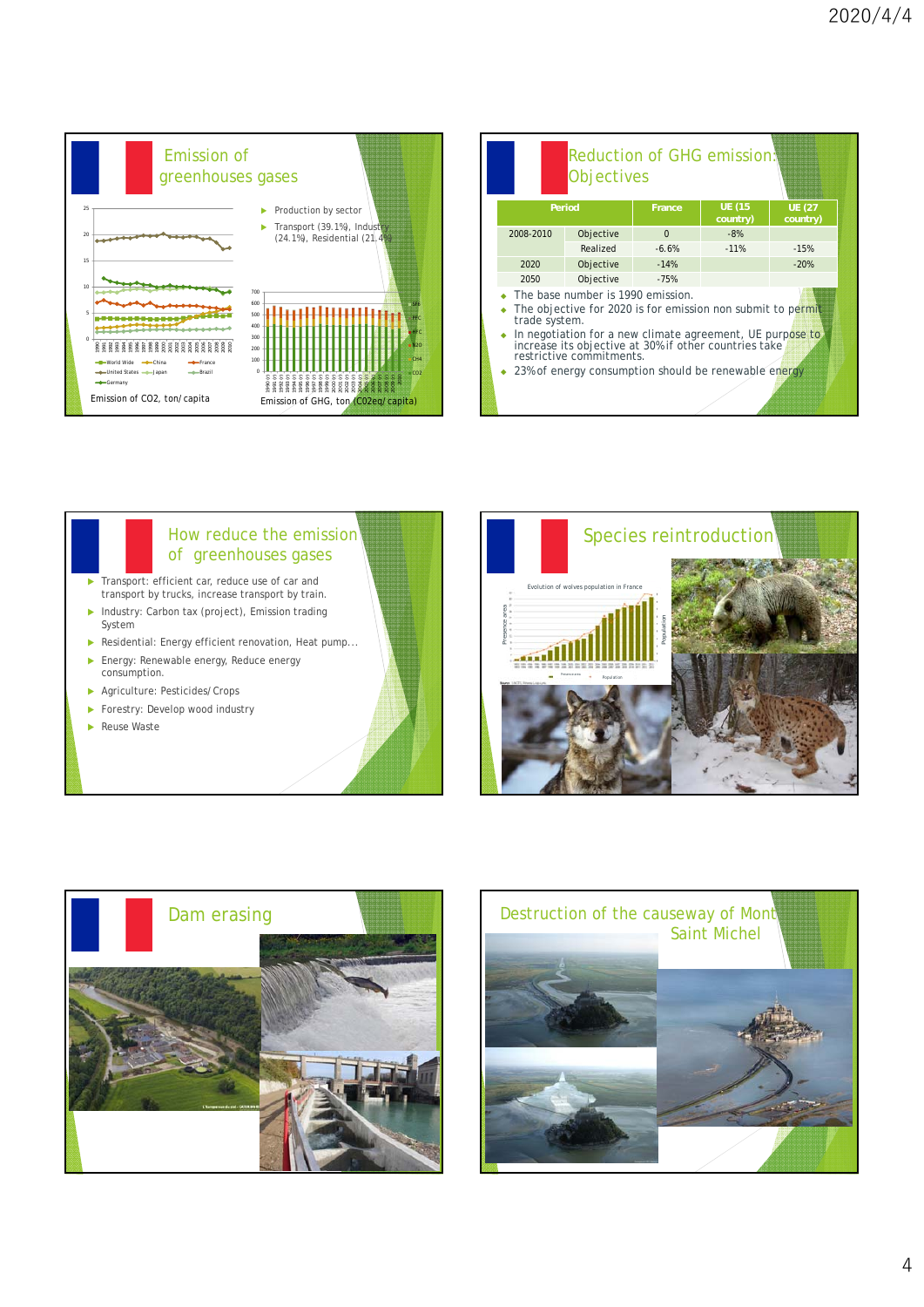## Emission of greenhouses gases

- Production by sector
- Transport (39.1%), Industry (24.1%), Residential (21.4%)

Emission of CO2, ton/capita

Emission of GHG, ton (C02eq/capita)

## Reduction of GHG emission: Objectives

| Period | | France | UE (15 country) | UE (27 country) |
|---|---|---|---|---|
| 2008-2010 | Objective | 0 | -8% | |
| | Realized | -6.6% | -11% | -15% |
| 2020 | Objective | -14% | | -20% |
| 2050 | Objective | -75% | | |

- The base number is 1990 emission.
- The objective for 2020 is for emission non submit to permit trade system.
- In negotiation for a new climate agreement, UE purpose to increase its objective at 30% if other countries take restrictive commitments.
- 23% of energy consumption should be renewable energy

## How reduce the emission of greenhouses gases

- Transport: efficient car, reduce use of car and transport by trucks, increase transport by train.
- Industry: Carbon tax (project), Emission trading System
- Residential: Energy efficient renovation, Heat pump...
- Energy: Renewable energy, Reduce energy consumption.
- Agriculture: Pesticides/Crops
- Forestry: Develop wood industry
- Reuse Waste

## Species reintroduction

Evolution of wolves population in France

## Dam erasing

## Destruction of the causeway of Mont Saint Michel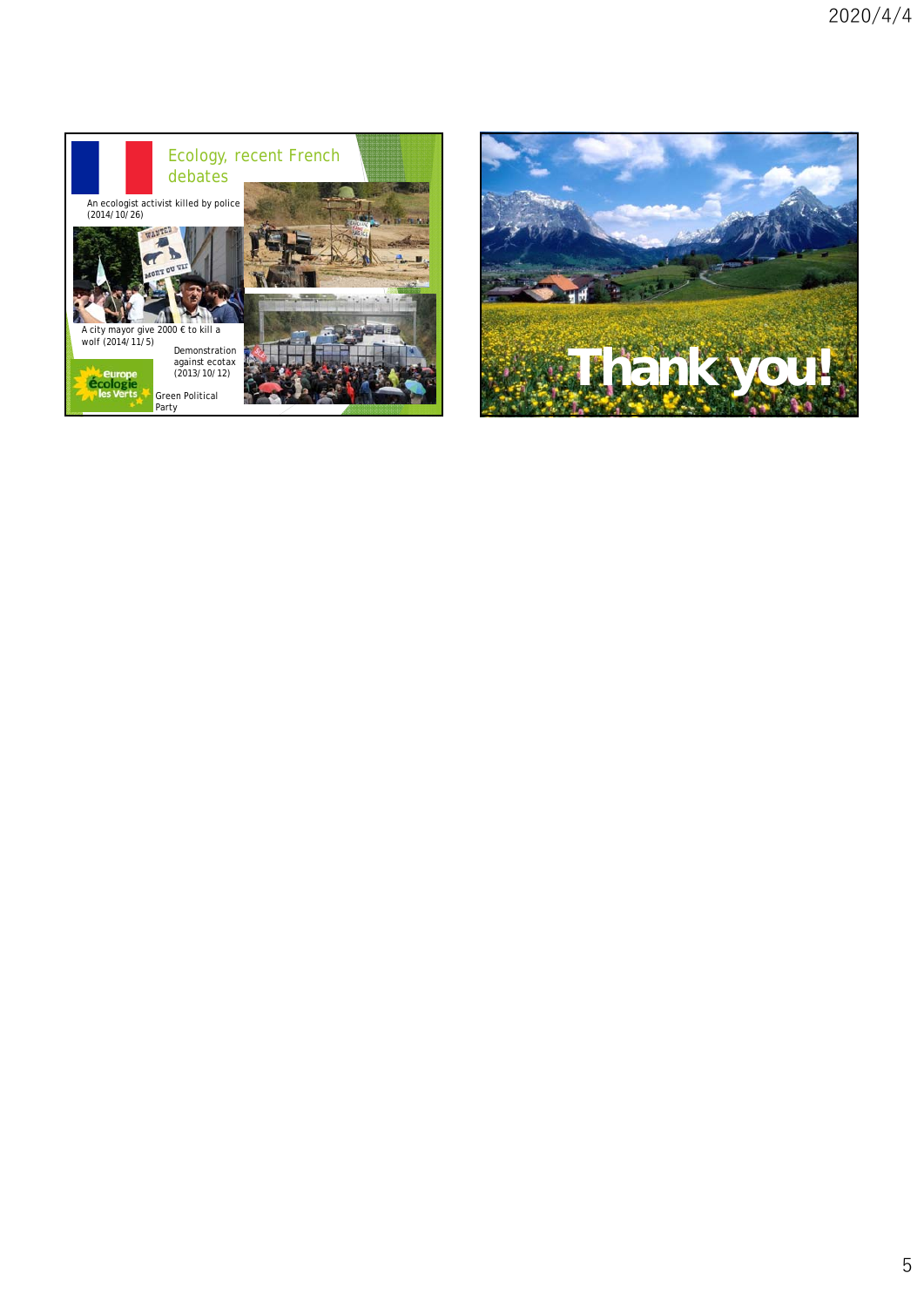## Ecology, recent French debates

An ecologist activist killed by police (2014/10/26)

A city mayor give 2000 € to kill a wolf (2014/11/5)

Demonstration against ecotax (2013/10/12)

Green Political Party

Thank you!